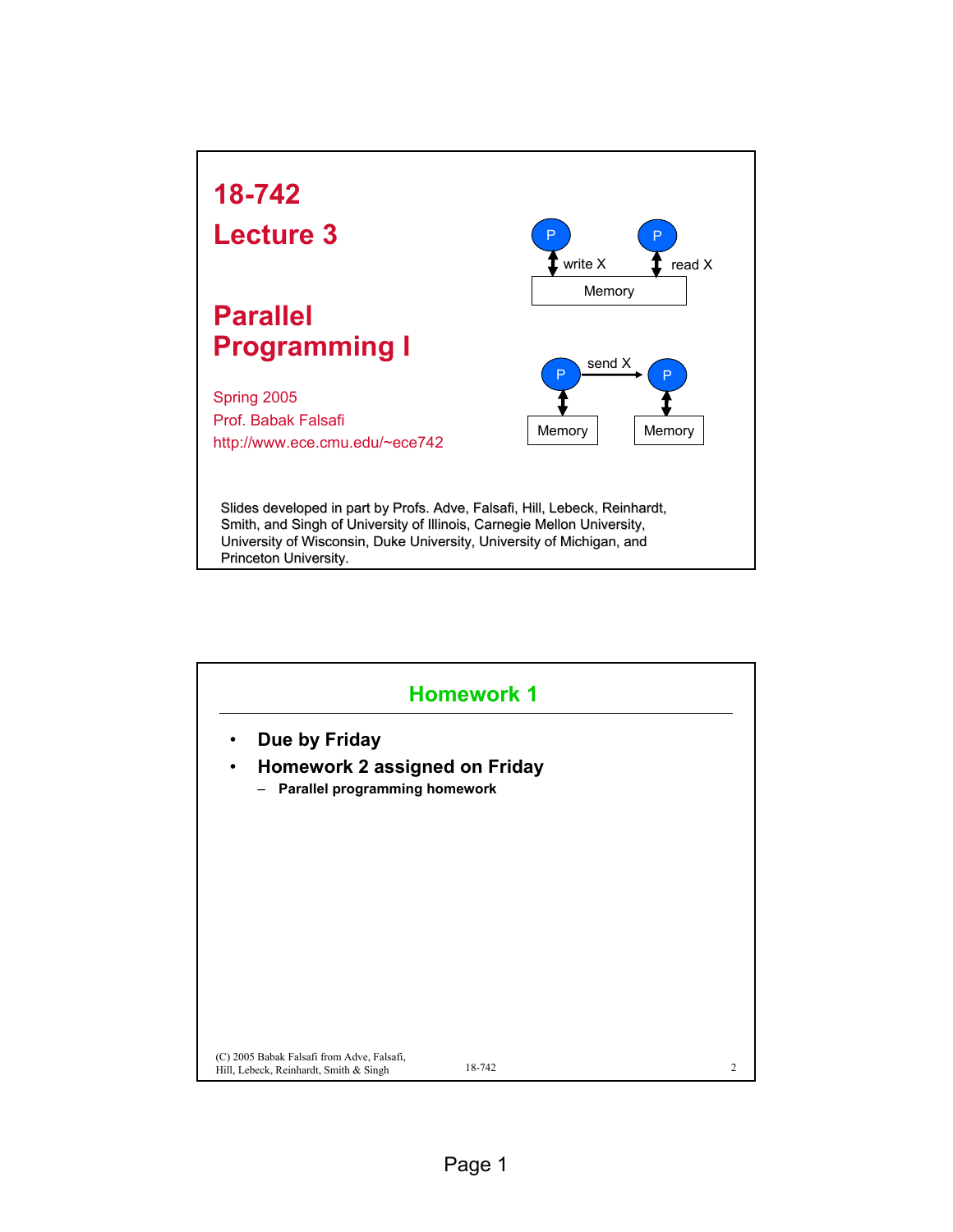# 18-742

# Lecture 3

## Parallel Programming I

Spring 2005

Prof. Babak Falsafi

http://www.ece.cmu.edu/~ece742

P — write X — Memory — read X — P

P — send X → P

Memory    Memory

Slides developed in part by Profs. Adve, Falsafi, Hill, Lebeck, Reinhardt, Smith, and Singh of University of Illinois, Carnegie Mellon University, University of Wisconsin, Duke University, University of Michigan, and Princeton University.

## Homework 1

- **Due by Friday**
- **Homework 2 assigned on Friday**
  - **Parallel programming homework**

(C) 2005 Babak Falsafi from Adve, Falsafi, Hill, Lebeck, Reinhardt, Smith & Singh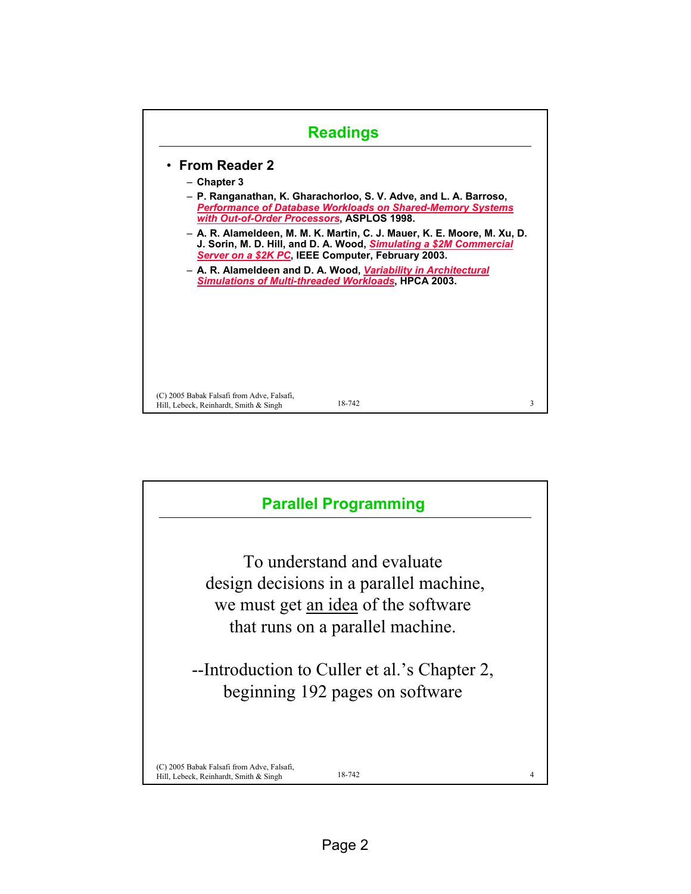## Readings

- **From Reader 2**
  - **Chapter 3**
  - **P. Ranganathan, K. Gharachorloo, S. V. Adve, and L. A. Barroso, *Performance of Database Workloads on Shared-Memory Systems with Out-of-Order Processors*, ASPLOS 1998.**
  - **A. R. Alameldeen, M. M. K. Martin, C. J. Mauer, K. E. Moore, M. Xu, D. J. Sorin, M. D. Hill, and D. A. Wood, *Simulating a $2M Commercial Server on a $2K PC*, IEEE Computer, February 2003.**
  - **A. R. Alameldeen and D. A. Wood, *Variability in Architectural Simulations of Multi-threaded Workloads*, HPCA 2003.**

## Parallel Programming

To understand and evaluate
design decisions in a parallel machine,
we must get an idea of the software
that runs on a parallel machine.

--Introduction to Culler et al.'s Chapter 2,
beginning 192 pages on software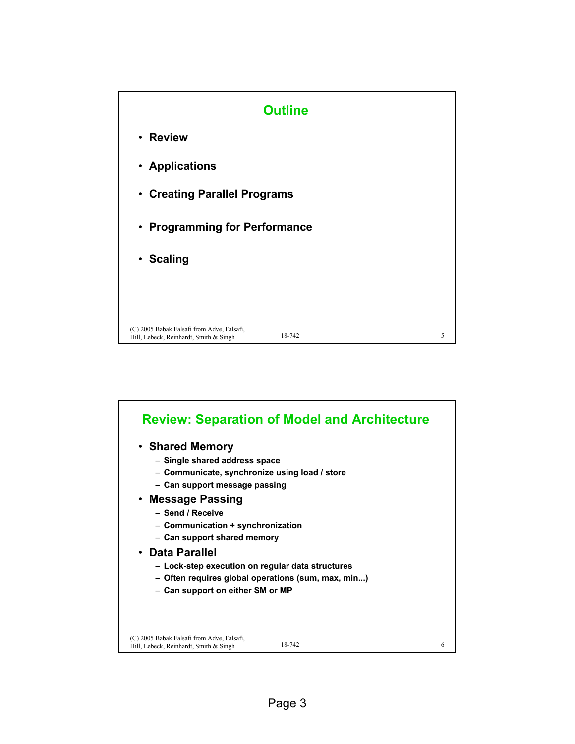## Outline

- Review
- Applications
- Creating Parallel Programs
- Programming for Performance
- Scaling

(C) 2005 Babak Falsafi from Adve, Falsafi, Hill, Lebeck, Reinhardt, Smith & Singh

## Review: Separation of Model and Architecture

- **Shared Memory**
  - Single shared address space
  - Communicate, synchronize using load / store
  - Can support message passing
- **Message Passing**
  - Send / Receive
  - Communication + synchronization
  - Can support shared memory
- **Data Parallel**
  - Lock-step execution on regular data structures
  - Often requires global operations (sum, max, min...)
  - Can support on either SM or MP

(C) 2005 Babak Falsafi from Adve, Falsafi, Hill, Lebeck, Reinhardt, Smith & Singh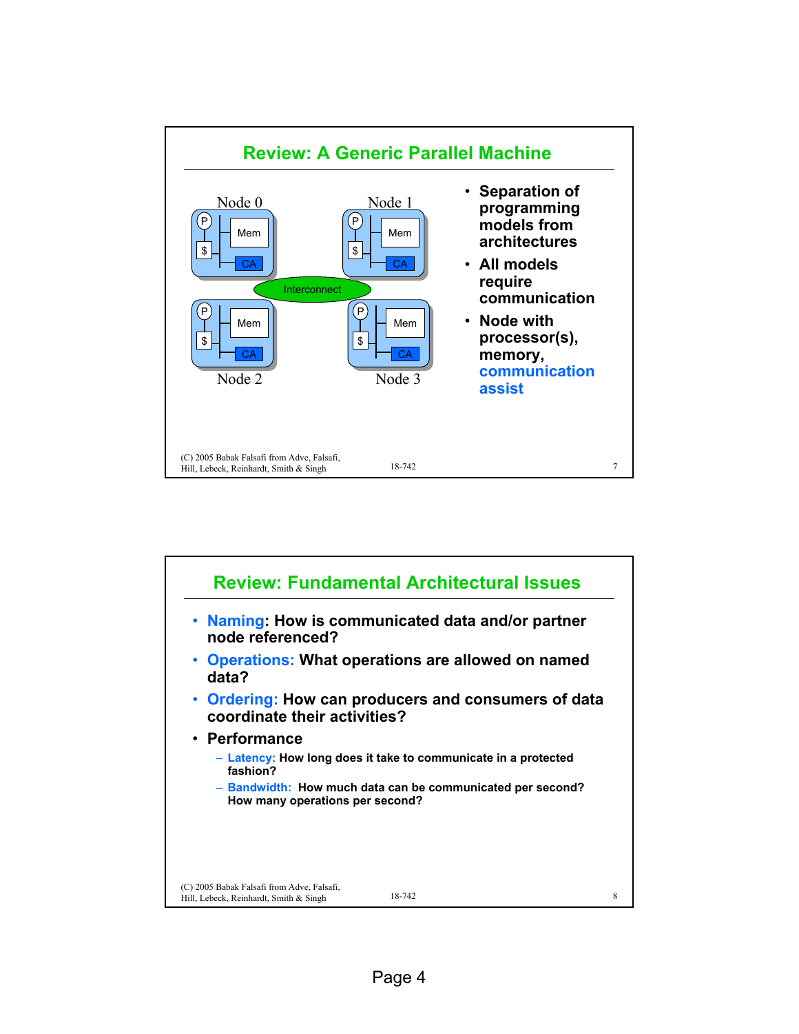## Review: A Generic Parallel Machine

Node 0, Node 1, Node 2, Node 3 (each with P, $, Mem, CA), connected via Interconnect

- Separation of programming models from architectures
- All models require communication
- Node with processor(s), memory, communication assist

(C) 2005 Babak Falsafi from Adve, Falsafi, Hill, Lebeck, Reinhardt, Smith & Singh

## Review: Fundamental Architectural Issues

- **Naming**: How is communicated data and/or partner node referenced?
- **Operations:** What operations are allowed on named data?
- **Ordering:** How can producers and consumers of data coordinate their activities?
- Performance
  - **Latency:** How long does it take to communicate in a protected fashion?
  - **Bandwidth:** How much data can be communicated per second? How many operations per second?

(C) 2005 Babak Falsafi from Adve, Falsafi, Hill, Lebeck, Reinhardt, Smith & Singh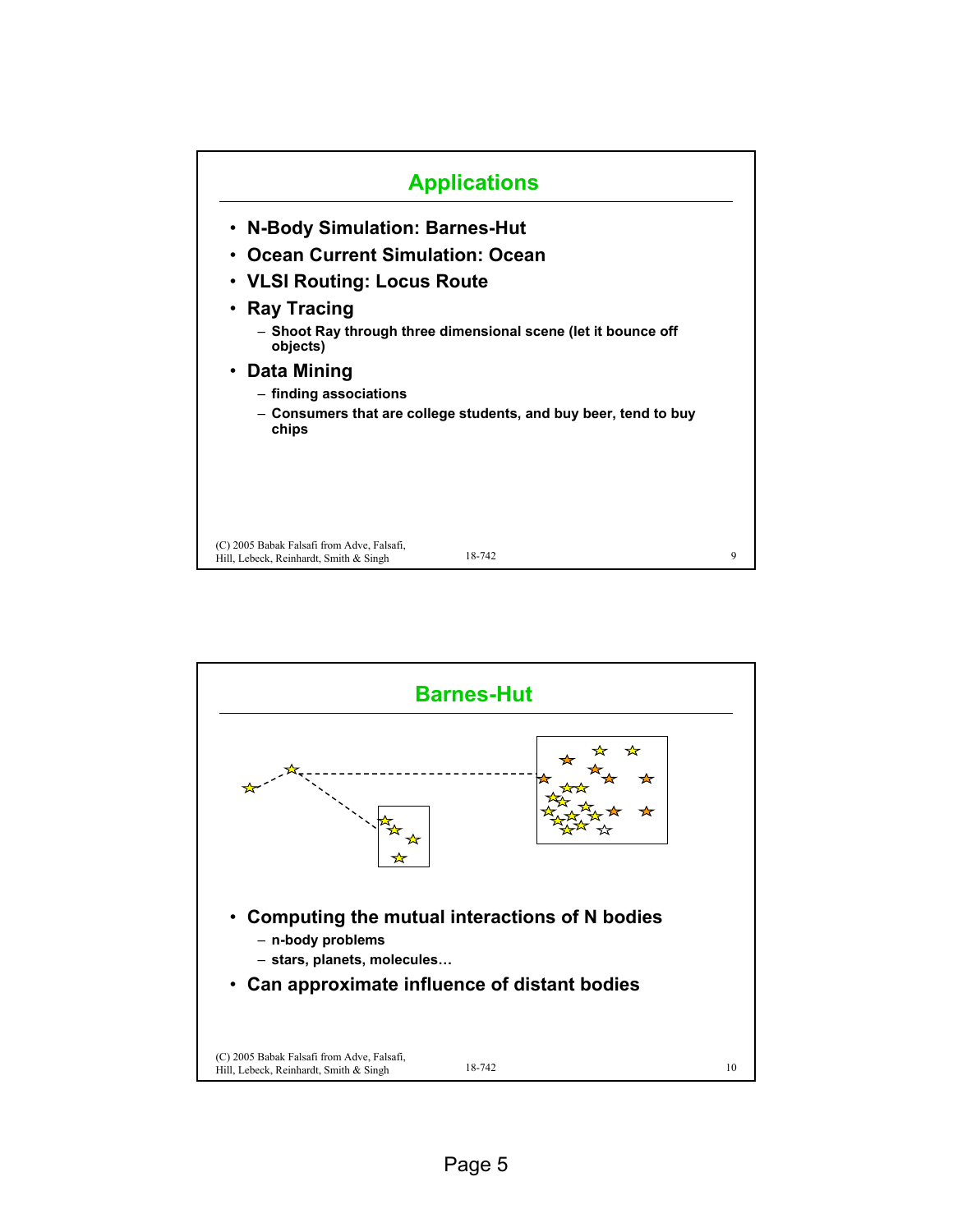## Applications

- N-Body Simulation: Barnes-Hut
- Ocean Current Simulation: Ocean
- VLSI Routing: Locus Route
- Ray Tracing
  - Shoot Ray through three dimensional scene (let it bounce off objects)
- Data Mining
  - finding associations
  - Consumers that are college students, and buy beer, tend to buy chips

## Barnes-Hut

- Computing the mutual interactions of N bodies
  - n-body problems
  - stars, planets, molecules…
- Can approximate influence of distant bodies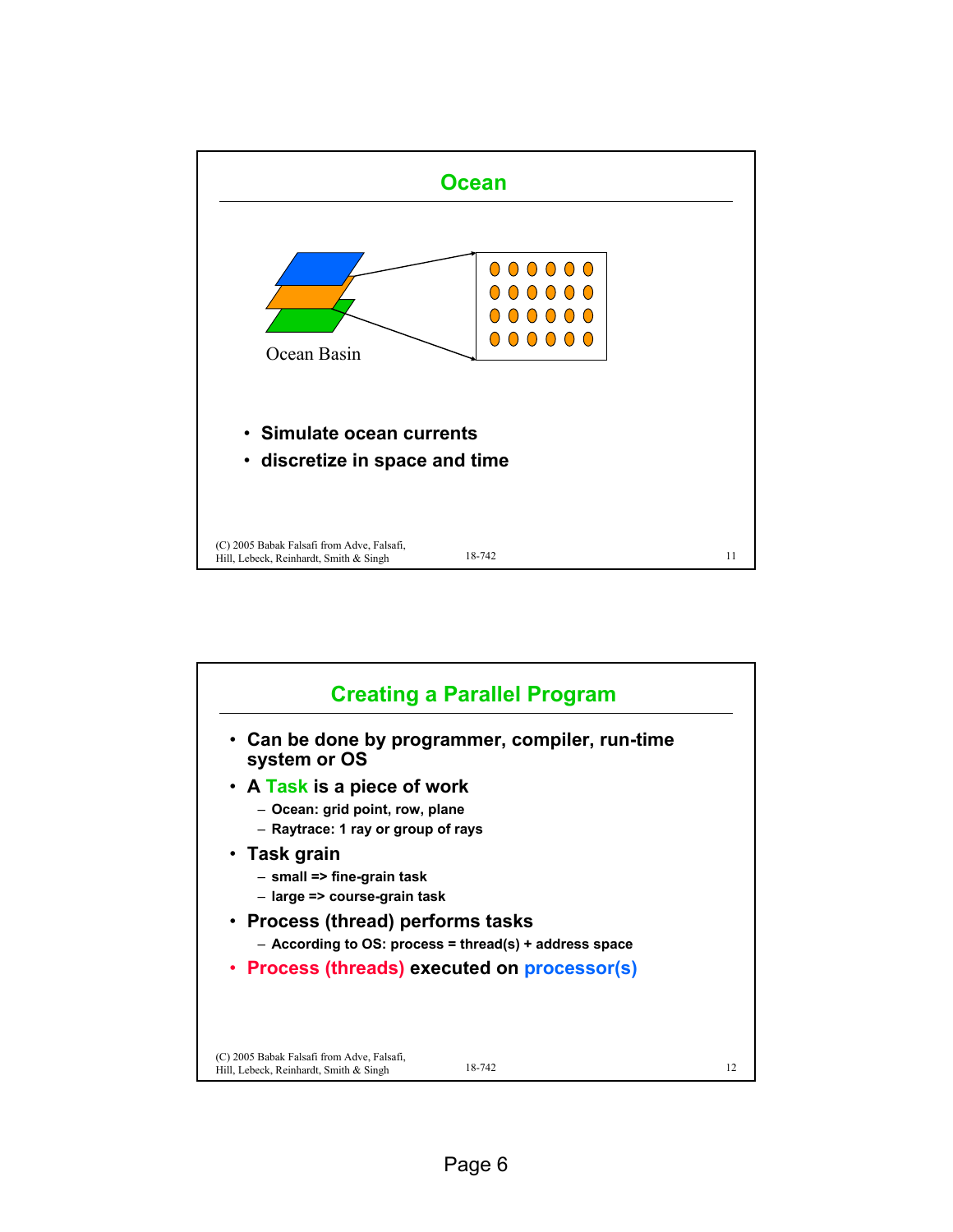## Ocean

Ocean Basin

- Simulate ocean currents
- discretize in space and time

## Creating a Parallel Program

- Can be done by programmer, compiler, run-time system or OS
- A Task is a piece of work
  - Ocean: grid point, row, plane
  - Raytrace: 1 ray or group of rays
- Task grain
  - small => fine-grain task
  - large => course-grain task
- Process (thread) performs tasks
  - According to OS: process = thread(s) + address space
- Process (threads) executed on processor(s)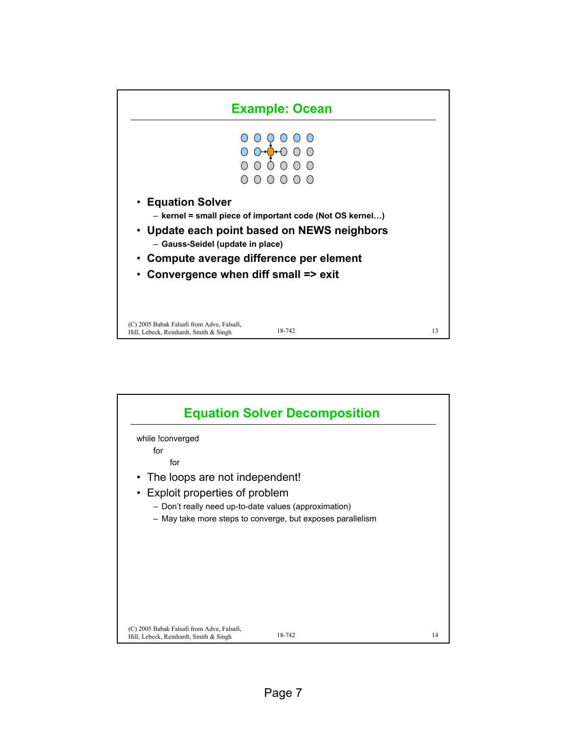## Example: Ocean

- **Equation Solver**
  - **kernel = small piece of important code (Not OS kernel…)**
- **Update each point based on NEWS neighbors**
  - **Gauss-Seidel (update in place)**
- **Compute average difference per element**
- **Convergence when diff small => exit**

## Equation Solver Decomposition

```
while !converged
    for
        for
```

- The loops are not independent!
- Exploit properties of problem
  - Don't really need up-to-date values (approximation)
  - May take more steps to converge, but exposes parallelism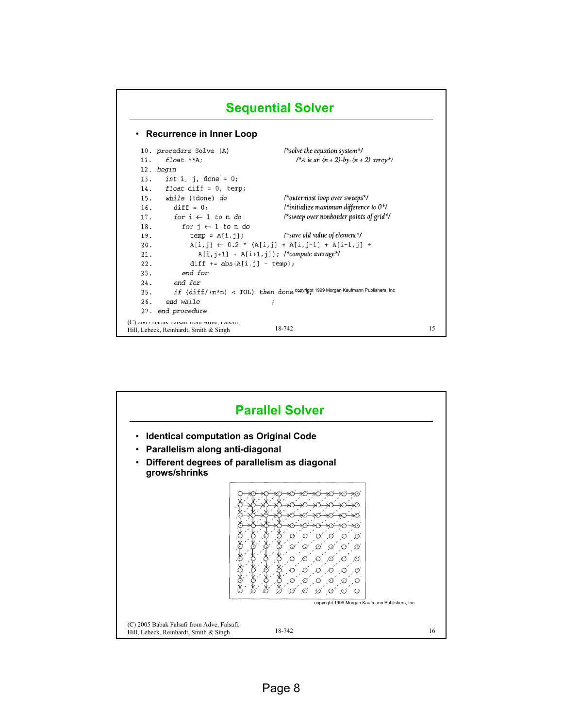## Sequential Solver

- **Recurrence in Inner Loop**

```
10. procedure Solve (A)                    /*solve the equation system*/
11.    float **A;                              /*A is an (n + 2)-by-(n + 2) array*/
12. begin
13.    int i, j, done = 0;
14.    float diff = 0, temp;
15.    while (!done) do                    /*outermost loop over sweeps*/
16.      diff = 0;                         /*initialize maximum difference to 0*/
17.      for i ← 1 to n do                 /*sweep over nonborder points of grid*/
18.        for j ← 1 to n do
19.          temp = A[i,j];                /*save old value of element*/
20.          A[i,j] ← 0.2 * (A[i,j] + A[i,j-1] + A[i-1,j] +
21.            A[i,j+1] + A[i+1,j]); /*compute average*/
22.          diff += abs(A[i,j] - temp);
23.        end for
24.      end for
25.      if (diff/(n*n) < TOL) then done = 1;
26.    end while
27. end procedure
```

copyright 1999 Morgan Kaufmann Publishers, Inc

(C) 2005 Babak Falsafi from Adve, Falsafi, Hill, Lebeck, Reinhardt, Smith & Singh

## Parallel Solver

- **Identical computation as Original Code**
- **Parallelism along anti-diagonal**
- **Different degrees of parallelism as diagonal grows/shrinks**

copyright 1999 Morgan Kaufmann Publishers, Inc

(C) 2005 Babak Falsafi from Adve, Falsafi, Hill, Lebeck, Reinhardt, Smith & Singh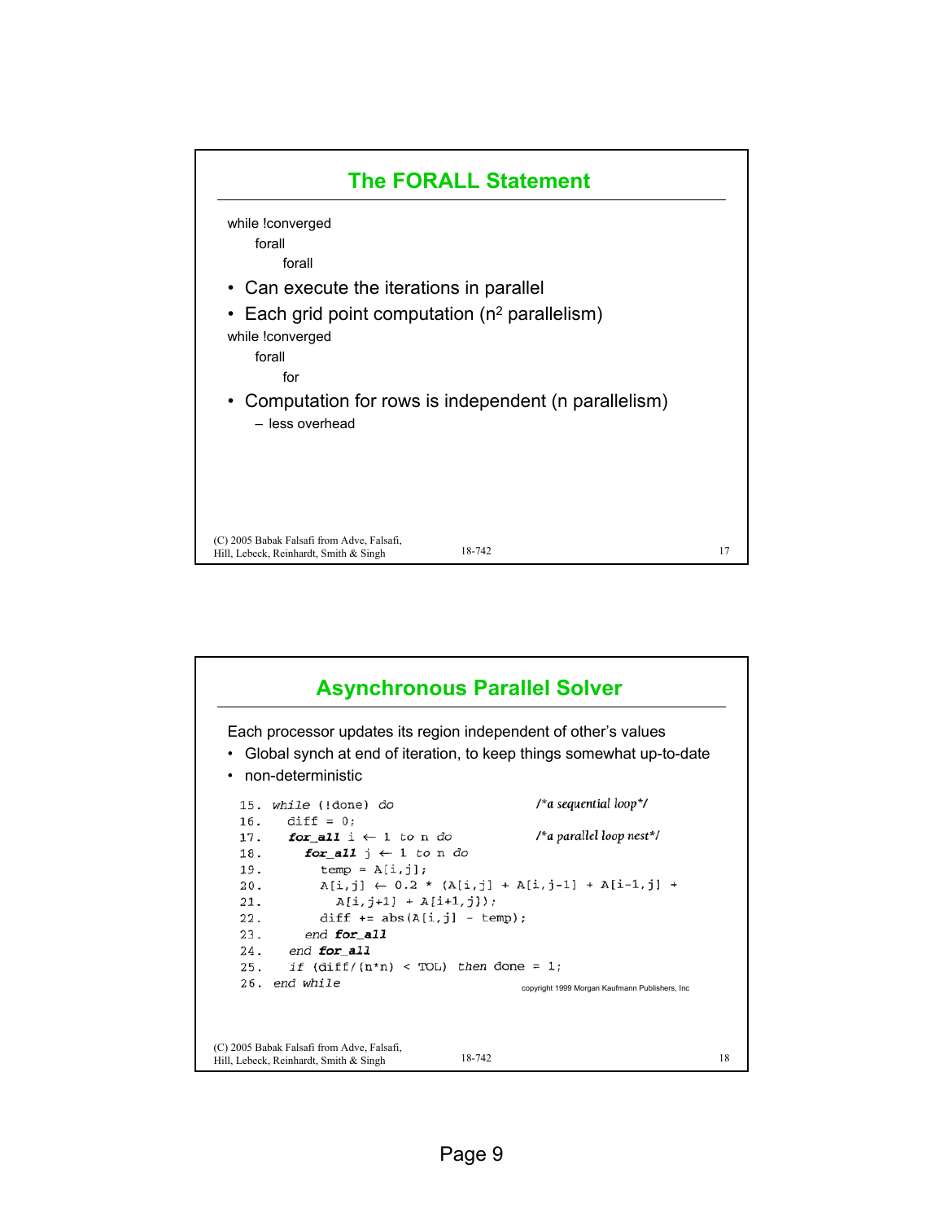## The FORALL Statement

```
while !converged
    forall
        forall
```

- Can execute the iterations in parallel
- Each grid point computation ($n^2$ parallelism)

```
while !converged
    forall
        for
```

- Computation for rows is independent (n parallelism)
  - less overhead

## Asynchronous Parallel Solver

Each processor updates its region independent of other's values

- Global synch at end of iteration, to keep things somewhat up-to-date
- non-deterministic

```
15. while (!done) do                          /*a sequential loop*/
16.   diff = 0;
17.   for_all i ← 1 to n do                   /*a parallel loop nest*/
18.     for_all j ← 1 to n do
19.       temp = A[i,j];
20.       A[i,j] ← 0.2 * (A[i,j] + A[i,j-1] + A[i-1,j] +
21.         A[i,j+1] + A[i+1,j]);
22.       diff += abs(A[i,j] - temp);
23.     end for_all
24.   end for_all
25.   if (diff/(n*n) < TOL) then done = 1;
26. end while
```

copyright 1999 Morgan Kaufmann Publishers, Inc

(C) 2005 Babak Falsafi from Adve, Falsafi, Hill, Lebeck, Reinhardt, Smith & Singh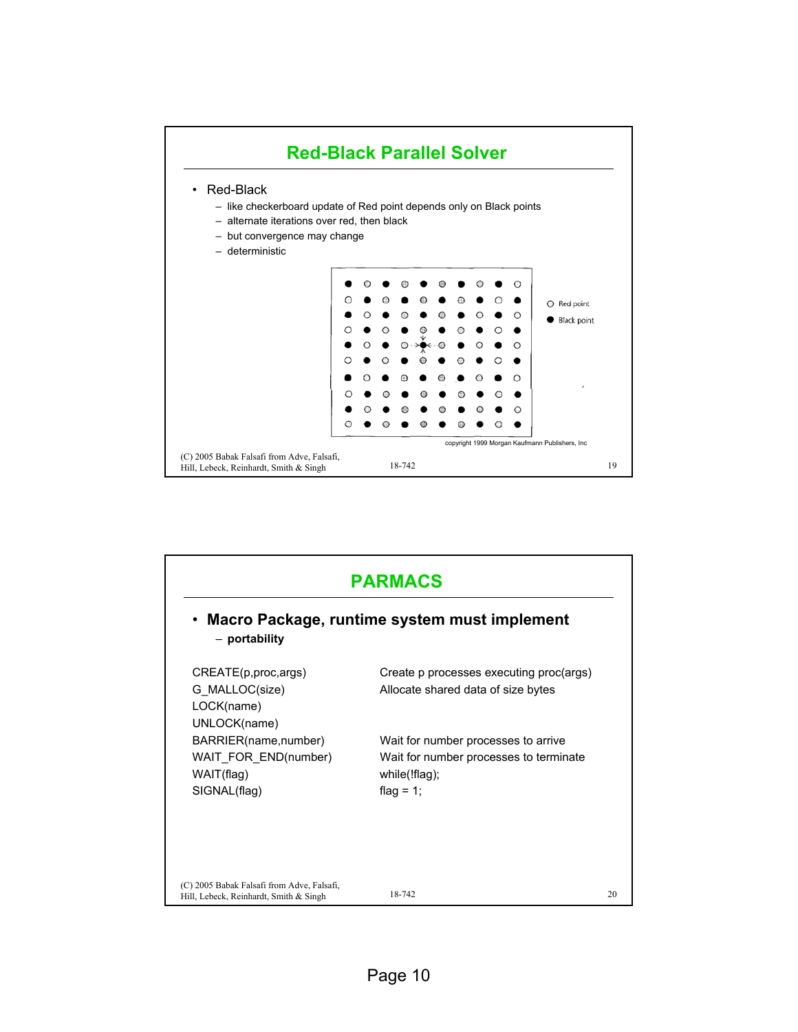## Red-Black Parallel Solver

- Red-Black
  - like checkerboard update of Red point depends only on Black points
  - alternate iterations over red, then black
  - but convergence may change
  - deterministic

○ Red point
● Black point

copyright 1999 Morgan Kaufmann Publishers, Inc

(C) 2005 Babak Falsafi from Adve, Falsafi, Hill, Lebeck, Reinhardt, Smith & Singh

## PARMACS

- **Macro Package, runtime system must implement**
  - **portability**

| | |
|---|---|
| CREATE(p,proc,args) | Create p processes executing proc(args) |
| G_MALLOC(size) | Allocate shared data of size bytes |
| LOCK(name) | |
| UNLOCK(name) | |
| BARRIER(name,number) | Wait for number processes to arrive |
| WAIT_FOR_END(number) | Wait for number processes to terminate |
| WAIT(flag) | while(!flag); |
| SIGNAL(flag) | flag = 1; |

(C) 2005 Babak Falsafi from Adve, Falsafi, Hill, Lebeck, Reinhardt, Smith & Singh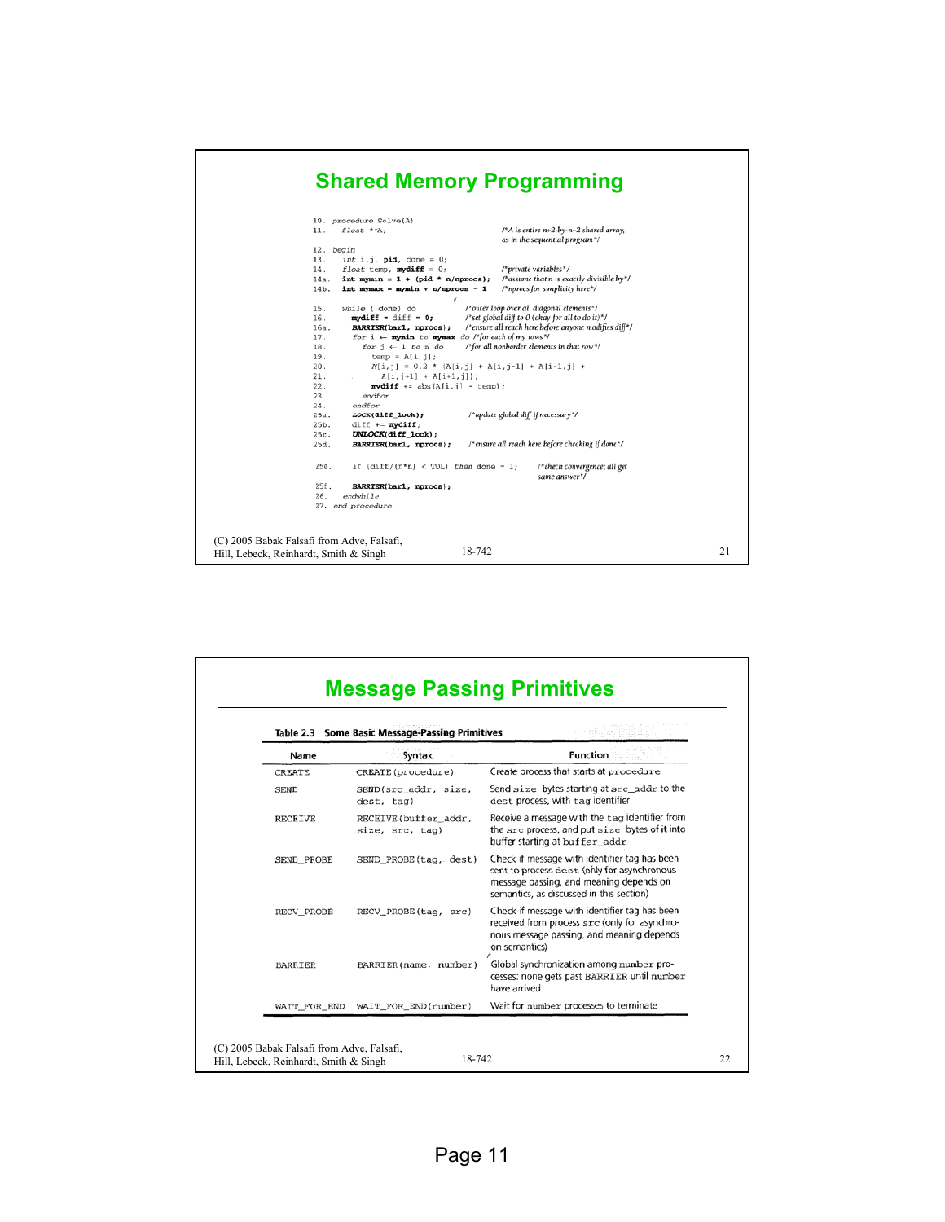## Shared Memory Programming

```
10.  procedure Solve(A)
11.    float **A;                         /*A is entire n+2-by-n+2 shared array,
                                            as in the sequential program*/
12.  begin
13.    int i,j, pid, done = 0;
14.    float temp, mydiff = 0;            /*private variables*/
14a.   int mymin = 1 + (pid * n/nprocs);  /*assume that n is exactly divisible by*/
14b.   int mymax = mymin + n/nprocs - 1   /*nprocs for simplicity here*/

15.    while (!done) do                   /*outer loop over all diagonal elements*/
16.      mydiff = diff = 0;               /*set global diff to 0 (okay for all to do it)*/
16a.     BARRIER(bar1, nprocs);           /*ensure all reach here before anyone modifies diff*/
17.      for i ← mymin to mymax do        /*for each of my rows*/
18.        for j ← 1 to n do              /*for all nonborder elements in that row*/
19.          temp = A[i,j];
20.          A[i,j] = 0.2 * (A[i,j] + A[i,j-1] + A[i-1,j] +
21.              A[i,j+1] + A[i+1,j]);
22.          mydiff += abs(A[i,j] - temp);
23.        endfor
24.      endfor
25a.     LOCK(diff_lock);                 /*update global diff if necessary*/
25b.     diff += mydiff;
25c.     UNLOCK(diff_lock);
25d.     BARRIER(bar1, nprocs);           /*ensure all reach here before checking if done*/

25e.     if (diff/(n*n) < TOL) then done = 1;   /*check convergence; all get
                                                  same answer*/
25f.     BARRIER(bar1, nprocs);
26.    endwhile
27.  end procedure
```

(C) 2005 Babak Falsafi from Adve, Falsafi, Hill, Lebeck, Reinhardt, Smith & Singh

## Message Passing Primitives

**Table 2.3 Some Basic Message-Passing Primitives**

| Name | Syntax | Function |
|---|---|---|
| CREATE | CREATE(procedure) | Create process that starts at procedure |
| SEND | SEND(src_addr, size, dest, tag) | Send size bytes starting at src_addr to the dest process, with tag identifier |
| RECEIVE | RECEIVE(buffer_addr, size, src, tag) | Receive a message with the tag identifier from the src process, and put size bytes of it into buffer starting at buffer_addr |
| SEND_PROBE | SEND_PROBE(tag, dest) | Check if message with identifier tag has been sent to process dest (only for asynchronous message passing, and meaning depends on semantics, as discussed in this section) |
| RECV_PROBE | RECV_PROBE(tag, src) | Check if message with identifier tag has been received from process src (only for asynchronous message passing, and meaning depends on semantics) |
| BARRIER | BARRIER(name, number) | Global synchronization among number processes: none gets past BARRIER until number have arrived |
| WAIT_FOR_END | WAIT_FOR_END(number) | Wait for number processes to terminate |

(C) 2005 Babak Falsafi from Adve, Falsafi, Hill, Lebeck, Reinhardt, Smith & Singh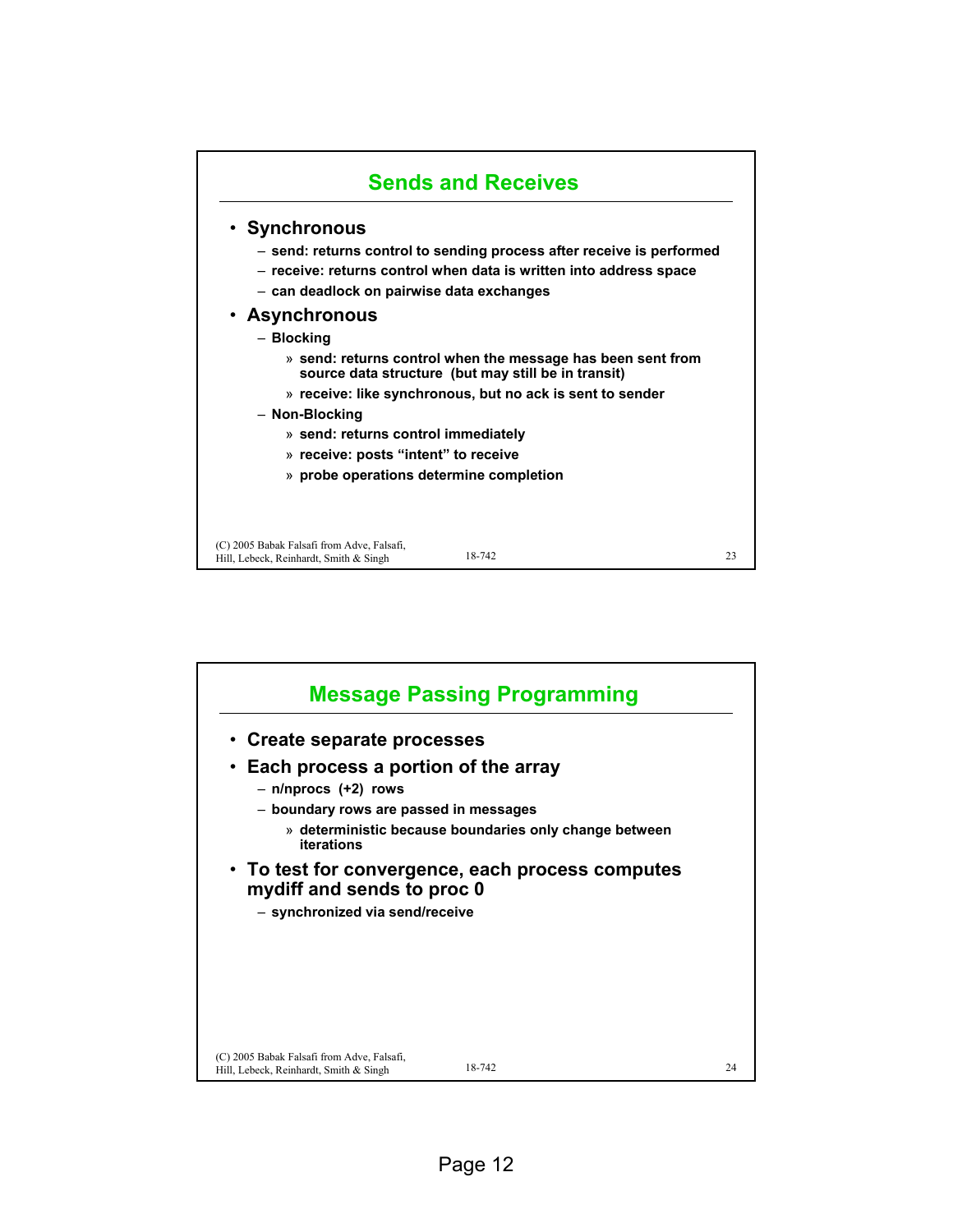## Sends and Receives

- **Synchronous**
  - send: returns control to sending process after receive is performed
  - receive: returns control when data is written into address space
  - can deadlock on pairwise data exchanges
- **Asynchronous**
  - Blocking
    - send: returns control when the message has been sent from source data structure (but may still be in transit)
    - receive: like synchronous, but no ack is sent to sender
  - Non-Blocking
    - send: returns control immediately
    - receive: posts "intent" to receive
    - probe operations determine completion

## Message Passing Programming

- **Create separate processes**
- **Each process a portion of the array**
  - n/nprocs (+2) rows
  - boundary rows are passed in messages
    - deterministic because boundaries only change between iterations
- **To test for convergence, each process computes mydiff and sends to proc 0**
  - synchronized via send/receive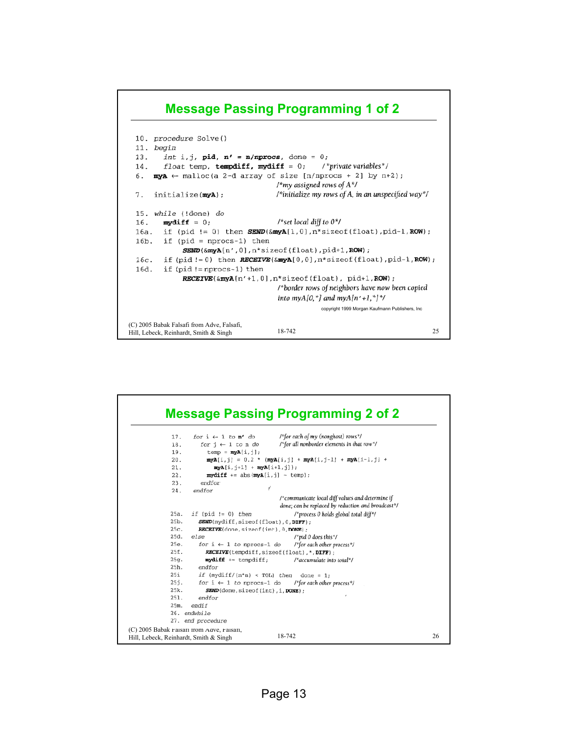## Message Passing Programming 1 of 2

```
10. procedure Solve()
11. begin
13.   int i,j, pid, n' = n/nprocs, done = 0;
14.   float temp, tempdiff, mydiff = 0;       /*private variables*/
6.  myA ← malloc(a 2-d array of size [n/nprocs + 2] by n+2);
                                           /*my assigned rows of A*/
7.  initialize(myA);                       /*initialize my rows of A, in an unspecified way*/

15. while (!done) do
16.   mydiff = 0;                          /*set local diff to 0*/
16a.  if (pid != 0) then SEND(&myA[1,0],n*sizeof(float),pid-1,ROW);
16b.  if (pid = nprocs-1) then
          SEND(&myA[n',0],n*sizeof(float),pid+1,ROW);
16c.  if (pid != 0) then RECEIVE(&myA[0,0],n*sizeof(float),pid-1,ROW);
16d.  if (pid != nprocs-1) then
          RECEIVE(&myA[n'+1,0],n*sizeof(float), pid+1,ROW);
                                           /*border rows of neighbors have now been copied
                                           into myA[0,*] and myA[n'+1,*]*/
```

copyright 1999 Morgan Kaufmann Publishers, Inc

(C) 2005 Babak Falsafi from Adve, Falsafi, Hill, Lebeck, Reinhardt, Smith & Singh

## Message Passing Programming 2 of 2

```
17.   for i ← 1 to n' do            /*for each of my (nonghost) rows*/
18.     for j ← 1 to n do           /*for all nonborder elements in that row*/
19.       temp = myA[i,j];
20.       myA[i,j] = 0.2 * (myA[i,j] + myA[i,j-1] + myA[i-1,j] +
21.           myA[i,j+1] + myA[i+1,j]);
22.       mydiff += abs(myA[i,j] - temp);
23.     endfor
24.   endfor
                                    /*communicate local diff values and determine if
                                    done; can be replaced by reduction and broadcast*/
25a.  if (pid != 0) then             /*process 0 holds global total diff*/
25b.    SEND(mydiff,sizeof(float),0,DIFF);
25c.    RECEIVE(done,sizeof(int),0,DONE);
25d.  else                          /*pid 0 does this*/
25e.    for i ← 1 to nprocs-1 do    /*for each other process*/
25f.      RECEIVE(tempdiff,sizeof(float),*,DIFF);
25g.      mydiff += tempdiff;       /*accumulate into total*/
25h.    endfor
25i     if (mydiff/(n*n) < TOL) then   done = 1;
25j.    for i ← 1 to nprocs-1 do    /*for each other process*/
25k.      SEND(done,sizeof(int),i,DONE);
25l.    endfor
25m.  endif
26. endwhile
27. end procedure
```

(C) 2005 Babak Falsafi from Adve, Falsafi, Hill, Lebeck, Reinhardt, Smith & Singh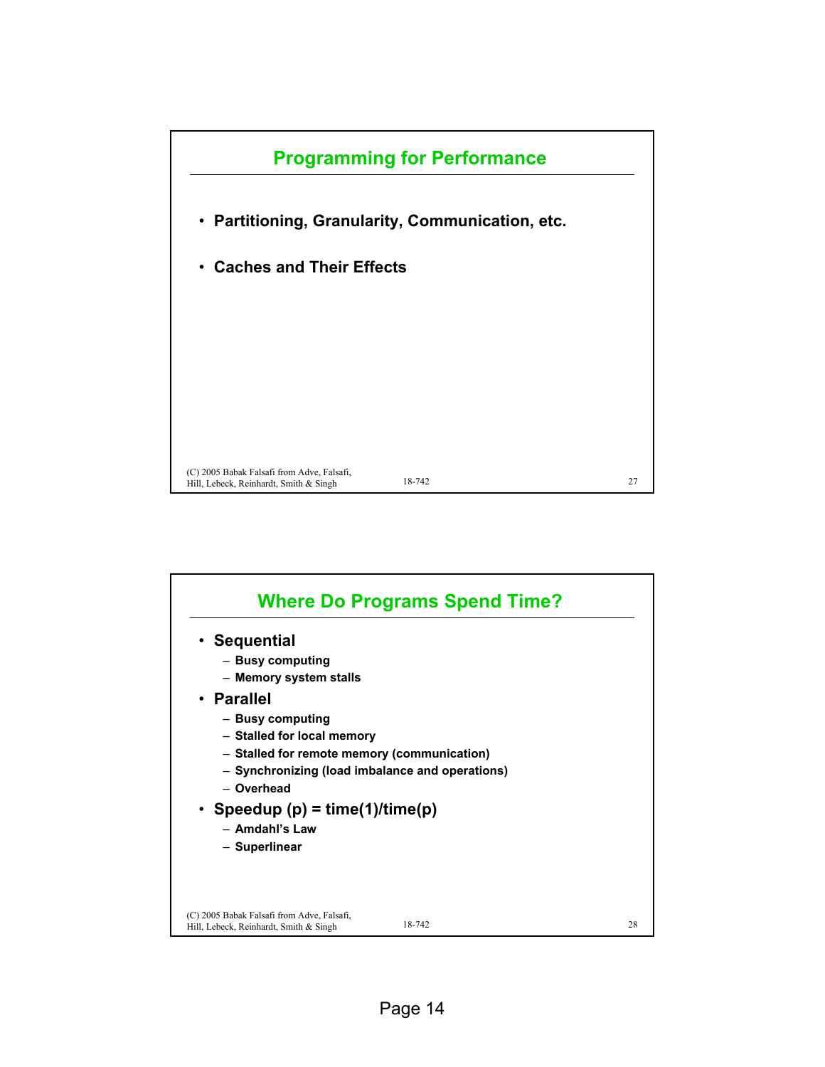## Programming for Performance

- Partitioning, Granularity, Communication, etc.
- Caches and Their Effects

## Where Do Programs Spend Time?

- Sequential
  - Busy computing
  - Memory system stalls
- Parallel
  - Busy computing
  - Stalled for local memory
  - Stalled for remote memory (communication)
  - Synchronizing (load imbalance and operations)
  - Overhead
- Speedup (p) = time(1)/time(p)
  - Amdahl's Law
  - Superlinear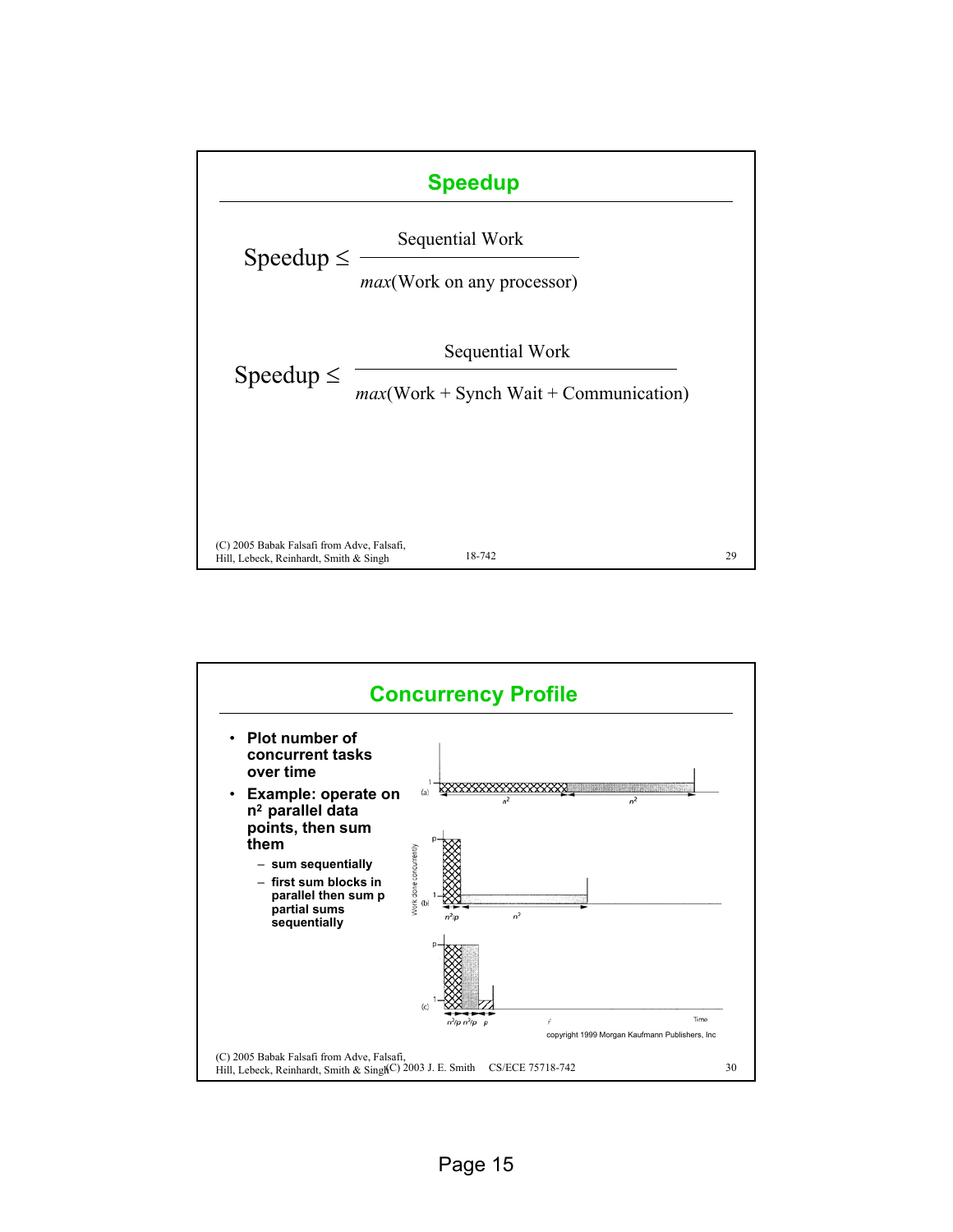## Speedup

$$\text{Speedup} \leq \frac{\text{Sequential Work}}{max(\text{Work on any processor})}$$

$$\text{Speedup} \leq \frac{\text{Sequential Work}}{max(\text{Work + Synch Wait + Communication})}$$

(C) 2005 Babak Falsafi from Adve, Falsafi, Hill, Lebeck, Reinhardt, Smith & Singh

## Concurrency Profile

- **Plot number of concurrent tasks over time**
- **Example: operate on $n^2$ parallel data points, then sum them**
  - **sum sequentially**
  - **first sum blocks in parallel then sum p partial sums sequentially**

copyright 1999 Morgan Kaufmann Publishers, Inc

(C) 2005 Babak Falsafi from Adve, Falsafi, Hill, Lebeck, Reinhardt, Smith & Singh (C) 2003 J. E. Smith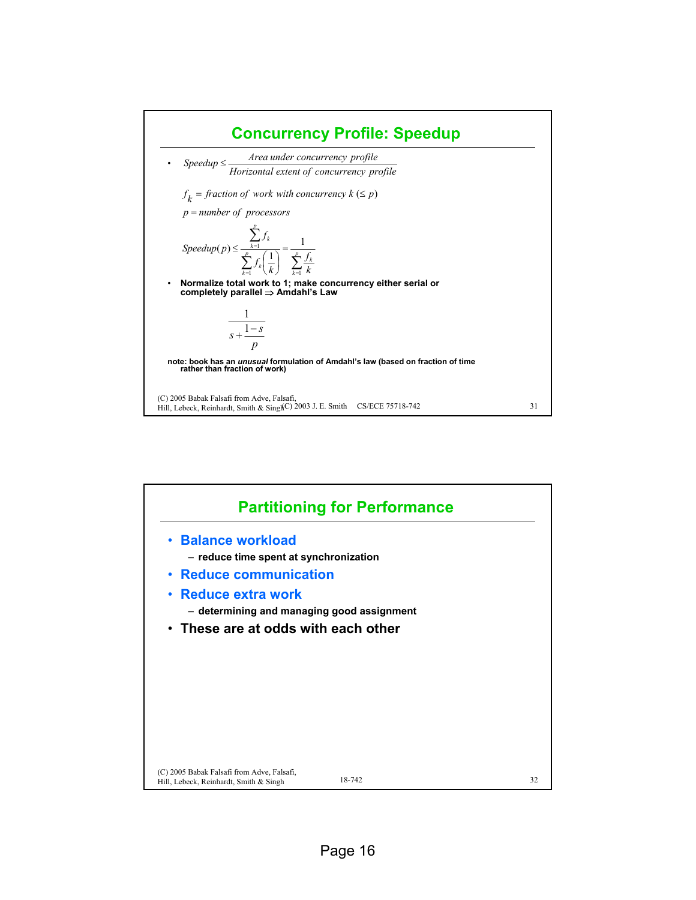## Concurrency Profile: Speedup

- $Speedup \leq \dfrac{Area\ under\ concurrency\ profile}{Horizontal\ extent\ of\ concurrency\ profile}$

  $f_k = fraction\ of\ work\ with\ concurrency\ k\ (\leq p)$

  $p = number\ of\ processors$

$$Speedup(p) \leq \frac{\sum_{k=1}^{p} f_k}{\sum_{k=1}^{p} f_k \left(\frac{1}{k}\right)} = \frac{1}{\sum_{k=1}^{p} \frac{f_k}{k}}$$

- **Normalize total work to 1; make concurrency either serial or completely parallel ⇒ Amdahl's Law**

$$\frac{1}{s + \frac{1-s}{p}}$$

**note: book has an *unusual* formulation of Amdahl's law (based on fraction of time rather than fraction of work)**

## Partitioning for Performance

- **Balance workload**
  - reduce time spent at synchronization
- **Reduce communication**
- **Reduce extra work**
  - determining and managing good assignment
- **These are at odds with each other**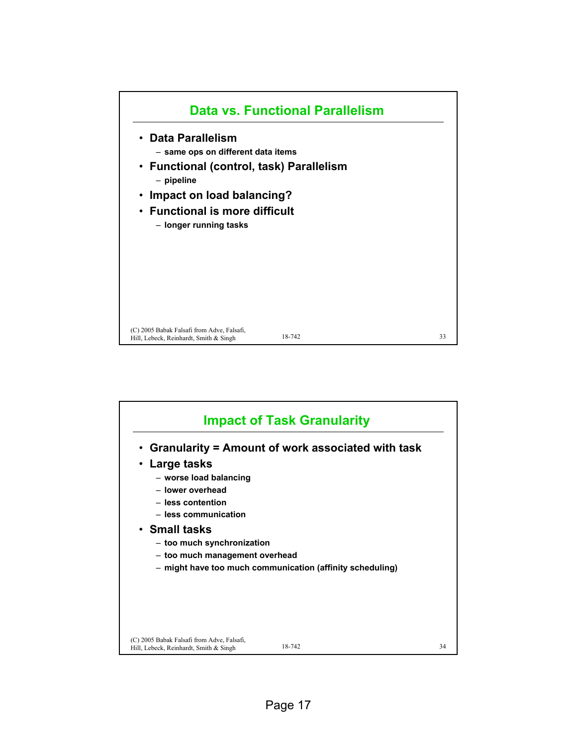## Data vs. Functional Parallelism

- **Data Parallelism**
  - same ops on different data items
- **Functional (control, task) Parallelism**
  - pipeline
- **Impact on load balancing?**
- **Functional is more difficult**
  - longer running tasks

## Impact of Task Granularity

- **Granularity = Amount of work associated with task**
- **Large tasks**
  - worse load balancing
  - lower overhead
  - less contention
  - less communication
- **Small tasks**
  - too much synchronization
  - too much management overhead
  - might have too much communication (affinity scheduling)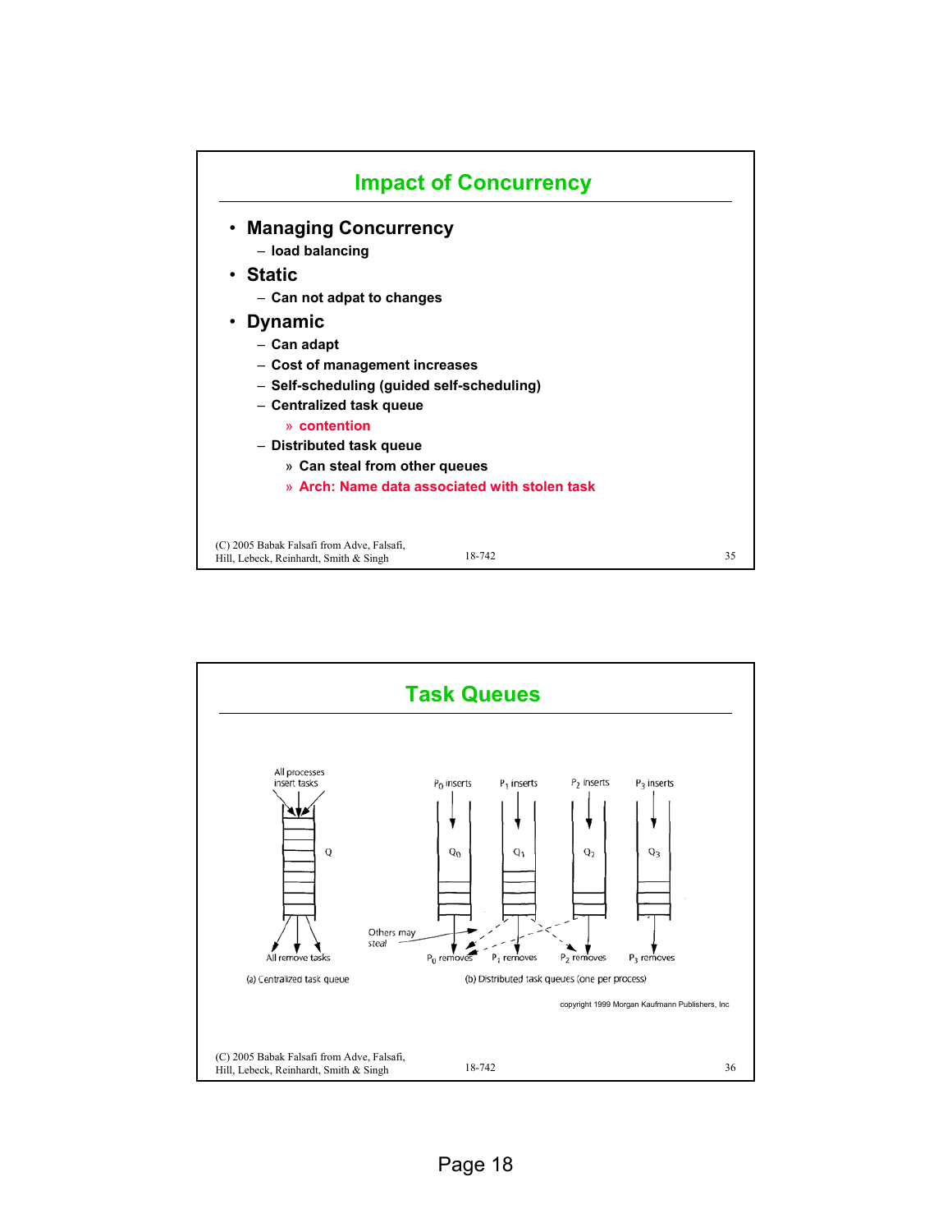## Impact of Concurrency

- **Managing Concurrency**
  - load balancing
- **Static**
  - Can not adpat to changes
- **Dynamic**
  - Can adapt
  - Cost of management increases
  - Self-scheduling (guided self-scheduling)
  - Centralized task queue
    - » contention
  - Distributed task queue
    - » Can steal from other queues
    - » Arch: Name data associated with stolen task

(C) 2005 Babak Falsafi from Adve, Falsafi, Hill, Lebeck, Reinhardt, Smith & Singh

## Task Queues

All processes insert tasks

Q

All remove tasks

(a) Centralized task queue

$P_0$ inserts, $P_1$ inserts, $P_2$ inserts, $P_3$ inserts

$Q_0$, $Q_1$, $Q_2$, $Q_3$

Others may steal

$P_0$ removes, $P_1$ removes, $P_2$ removes, $P_3$ removes

(b) Distributed task queues (one per process)

copyright 1999 Morgan Kaufmann Publishers, Inc

(C) 2005 Babak Falsafi from Adve, Falsafi, Hill, Lebeck, Reinhardt, Smith & Singh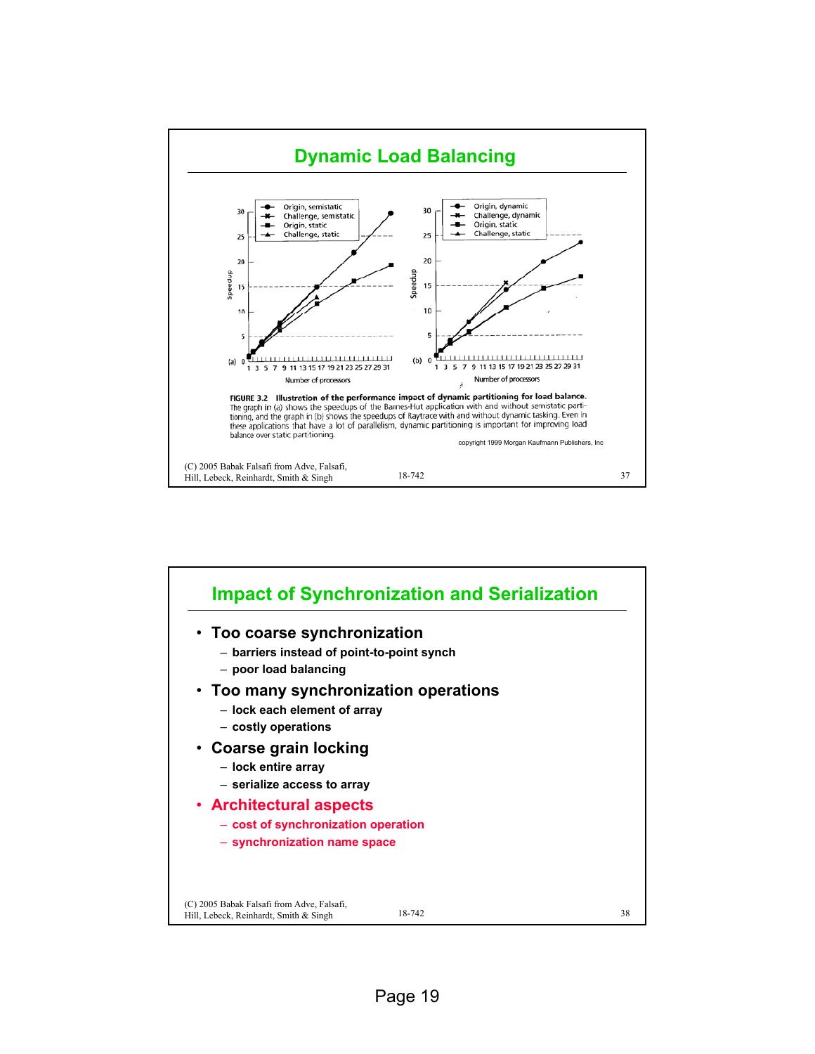## Dynamic Load Balancing

Origin, semistatic
Challenge, semistatic
Origin, static
Challenge, static

Speedup

30
25
20
15
10
5
0

(a)

1 3 5 7 9 11 13 15 17 19 21 23 25 27 29 31

Number of processors

Origin, dynamic
Challenge, dynamic
Origin, static
Challenge, static

Speedup

30
25
20
15
10
5
0

(b)

1 3 5 7 9 11 13 15 17 19 21 23 25 27 29 31

Number of processors

**FIGURE 3.2 Illustration of the performance impact of dynamic partitioning for load balance.** The graph in (a) shows the speedups of the Barnes-Hut application with and without semistatic partitioning, and the graph in (b) shows the speedups of Raytrace with and without dynamic tasking. Even in these applications that have a lot of parallelism, dynamic partitioning is important for improving load balance over static partitioning.

copyright 1999 Morgan Kaufmann Publishers, Inc

(C) 2005 Babak Falsafi from Adve, Falsafi, Hill, Lebeck, Reinhardt, Smith & Singh — 18-742

## Impact of Synchronization and Serialization

- **Too coarse synchronization**
  - **barriers instead of point-to-point synch**
  - **poor load balancing**
- **Too many synchronization operations**
  - **lock each element of array**
  - **costly operations**
- **Coarse grain locking**
  - **lock entire array**
  - **serialize access to array**
- **Architectural aspects**
  - **cost of synchronization operation**
  - **synchronization name space**

(C) 2005 Babak Falsafi from Adve, Falsafi, Hill, Lebeck, Reinhardt, Smith & Singh — 18-742